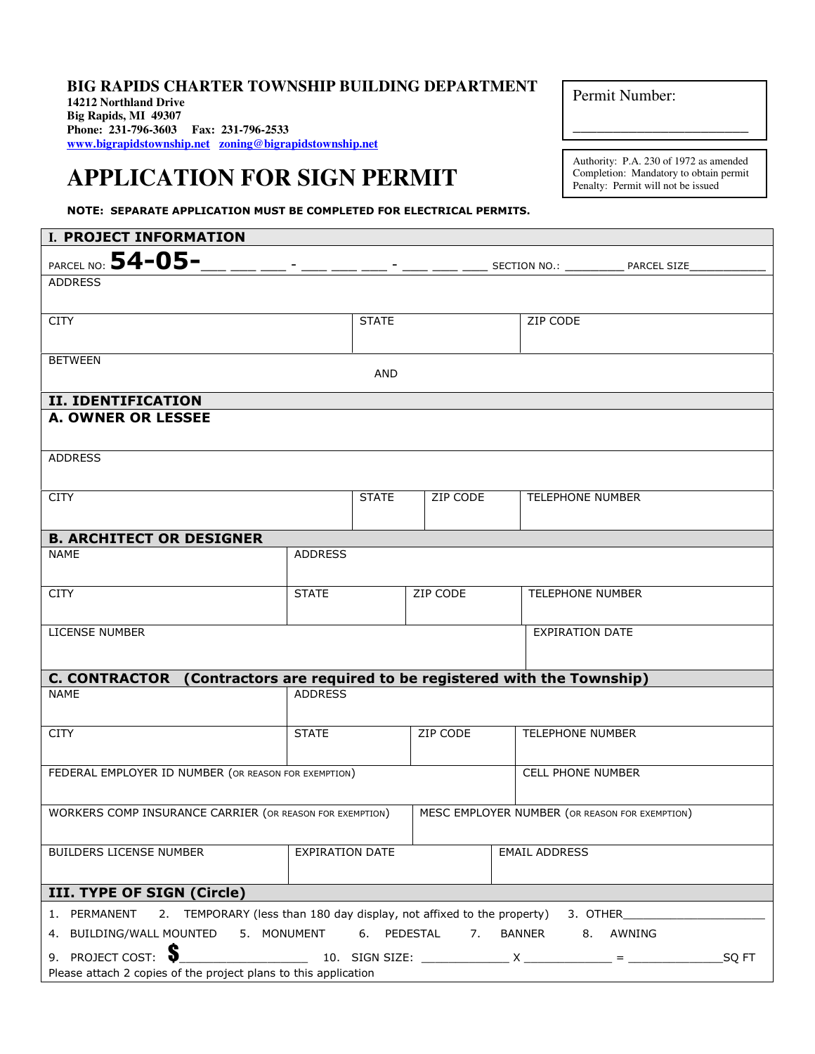**BIG RAPIDS CHARTER TOWNSHIP BUILDING DEPARTMENT**
**14212 Northland Drive**
**Big Rapids, MI 49307**
**Phone: 231-796-3603 Fax: 231-796-2533**
**www.bigrapidstownship.net zoning@bigrapidstownship.net**

Permit Number: ______________________

Authority: P.A. 230 of 1972 as amended
Completion: Mandatory to obtain permit
Penalty: Permit will not be issued

# APPLICATION FOR SIGN PERMIT

**NOTE: SEPARATE APPLICATION MUST BE COMPLETED FOR ELECTRICAL PERMITS.**

## I. PROJECT INFORMATION

PARCEL NO: **54-05-**___ ___ ___ - ___ ___ ___ - ___ ___ ___ SECTION NO.: _________ PARCEL SIZE____________

| ADDRESS | | |
|---|---|---|
| CITY | STATE | ZIP CODE |
| BETWEEN AND | | |

## II. IDENTIFICATION

### A. OWNER OR LESSEE

| | | | |
|---|---|---|---|
| ADDRESS | | | |
| CITY | STATE | ZIP CODE | TELEPHONE NUMBER |

### B. ARCHITECT OR DESIGNER

| NAME | ADDRESS | | |
|---|---|---|---|
| CITY | STATE | ZIP CODE | TELEPHONE NUMBER |
| LICENSE NUMBER | | | EXPIRATION DATE |

### C. CONTRACTOR (Contractors are required to be registered with the Township)

| NAME | ADDRESS | | |
|---|---|---|---|
| CITY | STATE | ZIP CODE | TELEPHONE NUMBER |
| FEDERAL EMPLOYER ID NUMBER (OR REASON FOR EXEMPTION) | | | CELL PHONE NUMBER |
| WORKERS COMP INSURANCE CARRIER (OR REASON FOR EXEMPTION) | MESC EMPLOYER NUMBER (OR REASON FOR EXEMPTION) | | |
| BUILDERS LICENSE NUMBER | EXPIRATION DATE | EMAIL ADDRESS | |

## III. TYPE OF SIGN (Circle)

1. PERMANENT 2. TEMPORARY (less than 180 day display, not affixed to the property) 3. OTHER_____________________

4. BUILDING/WALL MOUNTED 5. MONUMENT 6. PEDESTAL 7. BANNER 8. AWNING

9. PROJECT COST: **$**__________________ 10. SIGN SIZE: _____________ X _____________ = ______________SQ FT

Please attach 2 copies of the project plans to this application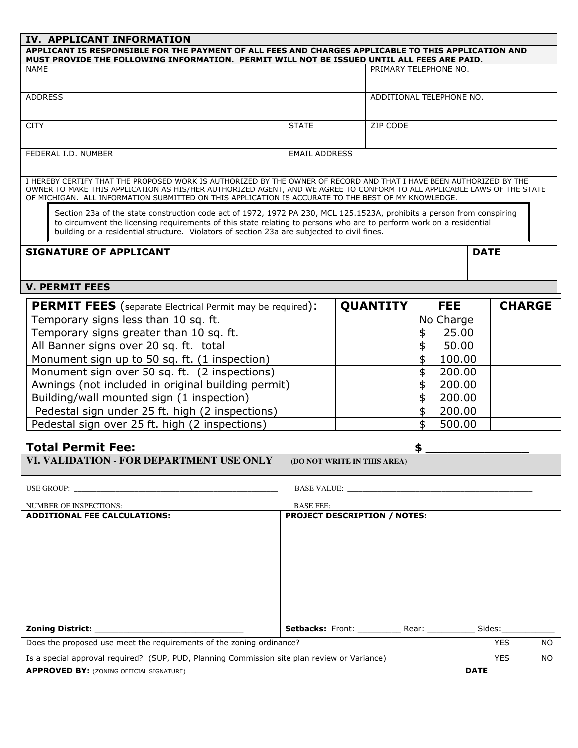## IV. APPLICANT INFORMATION

**APPLICANT IS RESPONSIBLE FOR THE PAYMENT OF ALL FEES AND CHARGES APPLICABLE TO THIS APPLICATION AND MUST PROVIDE THE FOLLOWING INFORMATION. PERMIT WILL NOT BE ISSUED UNTIL ALL FEES ARE PAID.**

| | | |
|---|---|---|
| NAME | | PRIMARY TELEPHONE NO. |
| ADDRESS | | ADDITIONAL TELEPHONE NO. |
| CITY | STATE | ZIP CODE |
| FEDERAL I.D. NUMBER | EMAIL ADDRESS | |

I HEREBY CERTIFY THAT THE PROPOSED WORK IS AUTHORIZED BY THE OWNER OF RECORD AND THAT I HAVE BEEN AUTHORIZED BY THE OWNER TO MAKE THIS APPLICATION AS HIS/HER AUTHORIZED AGENT, AND WE AGREE TO CONFORM TO ALL APPLICABLE LAWS OF THE STATE OF MICHIGAN. ALL INFORMATION SUBMITTED ON THIS APPLICATION IS ACCURATE TO THE BEST OF MY KNOWLEDGE.

> Section 23a of the state construction code act of 1972, 1972 PA 230, MCL 125.1523A, prohibits a person from conspiring to circumvent the licensing requirements of this state relating to persons who are to perform work on a residential building or a residential structure. Violators of section 23a are subjected to civil fines.

| | |
|---|---|
| **SIGNATURE OF APPLICANT** | **DATE** |

## V. PERMIT FEES

| **PERMIT FEES** (separate Electrical Permit may be required): | **QUANTITY** | **FEE** | **CHARGE** |
|---|---|---|---|
| Temporary signs less than 10 sq. ft. | | No Charge | |
| Temporary signs greater than 10 sq. ft. | | $ 25.00 | |
| All Banner signs over 20 sq. ft. total | | $ 50.00 | |
| Monument sign up to 50 sq. ft. (1 inspection) | | $ 100.00 | |
| Monument sign over 50 sq. ft. (2 inspections) | | $ 200.00 | |
| Awnings (not included in original building permit) | | $ 200.00 | |
| Building/wall mounted sign (1 inspection) | | $ 200.00 | |
| Pedestal sign under 25 ft. high (2 inspections) | | $ 200.00 | |
| Pedestal sign over 25 ft. high (2 inspections) | | $ 500.00 | |

**Total Permit Fee:** **$ ____________**

## VI. VALIDATION - FOR DEPARTMENT USE ONLY (DO NOT WRITE IN THIS AREA)

USE GROUP: ______________________ BASE VALUE: ______________________

NUMBER OF INSPECTIONS: ______________________ BASE FEE: ______________________

| | |
|---|---|
| **ADDITIONAL FEE CALCULATIONS:** | **PROJECT DESCRIPTION / NOTES:** |
| **Zoning District:** ______________________ | **Setbacks:** Front: ________ Rear: ________ Sides: ________ |

| | | |
|---|---|---|
| Does the proposed use meet the requirements of the zoning ordinance? | YES | NO |
| Is a special approval required? (SUP, PUD, Planning Commission site plan review or Variance) | YES | NO |
| **APPROVED BY:** (ZONING OFFICIAL SIGNATURE) | **DATE** | |